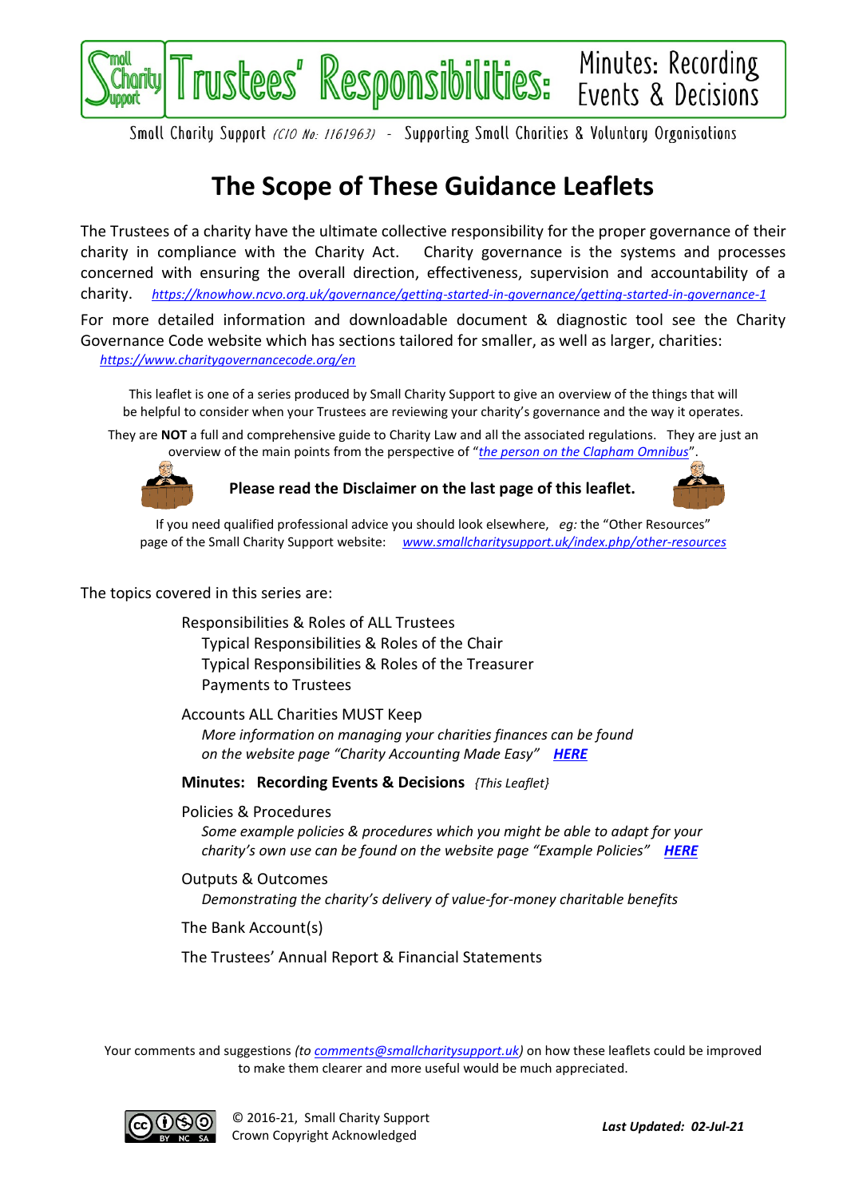# Trustees' Responsibilities: Minutes: Recording Events & Decisions

Small Charity Support *(CIO No: 1161963)* - Supporting Small Charities & Voluntary Organisations

## The Scope of These Guidance Leaflets

The Trustees of a charity have the ultimate collective responsibility for the proper governance of their charity in compliance with the Charity Act. Charity governance is the systems and processes concerned with ensuring the overall direction, effectiveness, supervision and accountability of a charity. *https://knowhow.ncvo.org.uk/governance/getting-started-in-governance/getting-started-in-governance-1*

For more detailed information and downloadable document & diagnostic tool see the Charity Governance Code website which has sections tailored for smaller, as well as larger, charities: *https://www.charitygovernancecode.org/en*

This leaflet is one of a series produced by Small Charity Support to give an overview of the things that will be helpful to consider when your Trustees are reviewing your charity's governance and the way it operates.

They are **NOT** a full and comprehensive guide to Charity Law and all the associated regulations. They are just an overview of the main points from the perspective of "*the person on the Clapham Omnibus*".

**Please read the Disclaimer on the last page of this leaflet.**

If you need qualified professional advice you should look elsewhere, *eg:* the "Other Resources" page of the Small Charity Support website: *www.smallcharitysupport.uk/index.php/other-resources*

The topics covered in this series are:

- Responsibilities & Roles of ALL Trustees
  - Typical Responsibilities & Roles of the Chair
  - Typical Responsibilities & Roles of the Treasurer
  - Payments to Trustees
- Accounts ALL Charities MUST Keep
  - *More information on managing your charities finances can be found on the website page "Charity Accounting Made Easy"* ***HERE***
- **Minutes: Recording Events & Decisions** *{This Leaflet}*
- Policies & Procedures
  - *Some example policies & procedures which you might be able to adapt for your charity's own use can be found on the website page "Example Policies"* ***HERE***
- Outputs & Outcomes
  - *Demonstrating the charity's delivery of value-for-money charitable benefits*
- The Bank Account(s)
- The Trustees' Annual Report & Financial Statements

Your comments and suggestions *(to comments@smallcharitysupport.uk)* on how these leaflets could be improved to make them clearer and more useful would be much appreciated.

© 2016-21, Small Charity Support
Crown Copyright Acknowledged

***Last Updated: 02-Jul-21***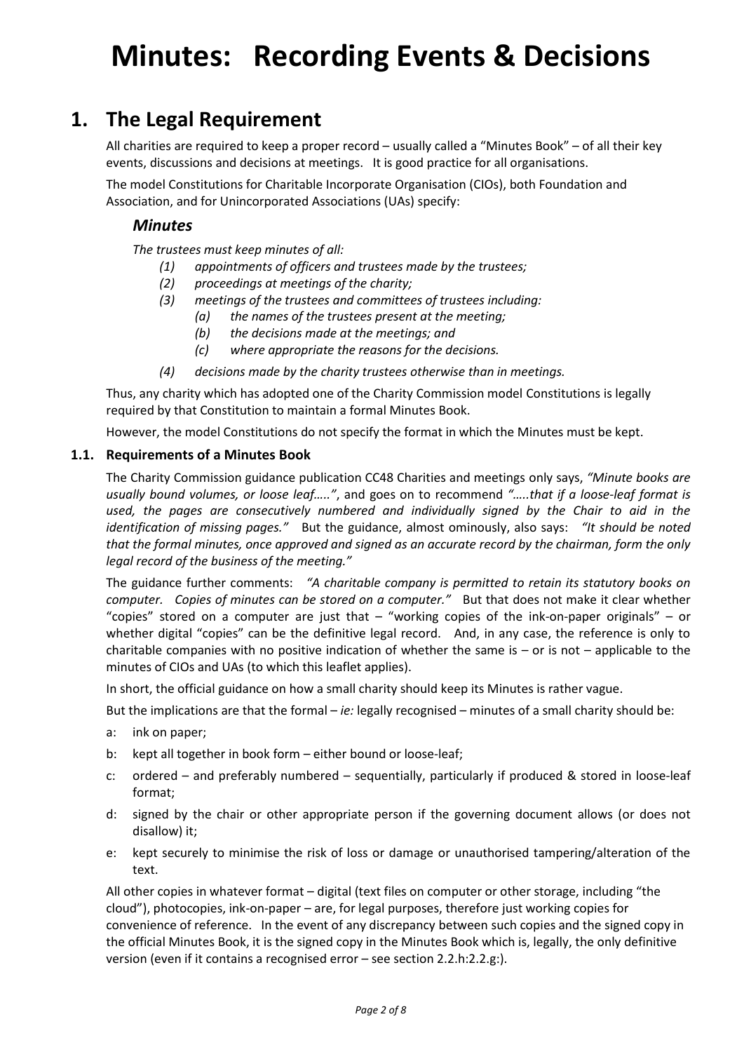# Minutes: Recording Events & Decisions

## 1. The Legal Requirement

All charities are required to keep a proper record – usually called a "Minutes Book" – of all their key events, discussions and decisions at meetings. It is good practice for all organisations.

The model Constitutions for Charitable Incorporate Organisation (CIOs), both Foundation and Association, and for Unincorporated Associations (UAs) specify:

### *Minutes*

*The trustees must keep minutes of all:*

- *(1) appointments of officers and trustees made by the trustees;*
- *(2) proceedings at meetings of the charity;*
- *(3) meetings of the trustees and committees of trustees including:*
    - *(a) the names of the trustees present at the meeting;*
    - *(b) the decisions made at the meetings; and*
    - *(c) where appropriate the reasons for the decisions.*
- *(4) decisions made by the charity trustees otherwise than in meetings.*

Thus, any charity which has adopted one of the Charity Commission model Constitutions is legally required by that Constitution to maintain a formal Minutes Book.

However, the model Constitutions do not specify the format in which the Minutes must be kept.

### 1.1. Requirements of a Minutes Book

The Charity Commission guidance publication CC48 Charities and meetings only says, *"Minute books are usually bound volumes, or loose leaf….."*, and goes on to recommend *"…..that if a loose-leaf format is used, the pages are consecutively numbered and individually signed by the Chair to aid in the identification of missing pages."* But the guidance, almost ominously, also says: *"It should be noted that the formal minutes, once approved and signed as an accurate record by the chairman, form the only legal record of the business of the meeting."*

The guidance further comments: *"A charitable company is permitted to retain its statutory books on computer. Copies of minutes can be stored on a computer."* But that does not make it clear whether "copies" stored on a computer are just that – "working copies of the ink-on-paper originals" – or whether digital "copies" can be the definitive legal record. And, in any case, the reference is only to charitable companies with no positive indication of whether the same is – or is not – applicable to the minutes of CIOs and UAs (to which this leaflet applies).

In short, the official guidance on how a small charity should keep its Minutes is rather vague.

But the implications are that the formal – *ie:* legally recognised – minutes of a small charity should be:

- a: ink on paper;
- b: kept all together in book form – either bound or loose-leaf;
- c: ordered – and preferably numbered – sequentially, particularly if produced & stored in loose-leaf format;
- d: signed by the chair or other appropriate person if the governing document allows (or does not disallow) it;
- e: kept securely to minimise the risk of loss or damage or unauthorised tampering/alteration of the text.

All other copies in whatever format – digital (text files on computer or other storage, including "the cloud"), photocopies, ink-on-paper – are, for legal purposes, therefore just working copies for convenience of reference. In the event of any discrepancy between such copies and the signed copy in the official Minutes Book, it is the signed copy in the Minutes Book which is, legally, the only definitive version (even if it contains a recognised error – see section 2.2.h:2.2.g:).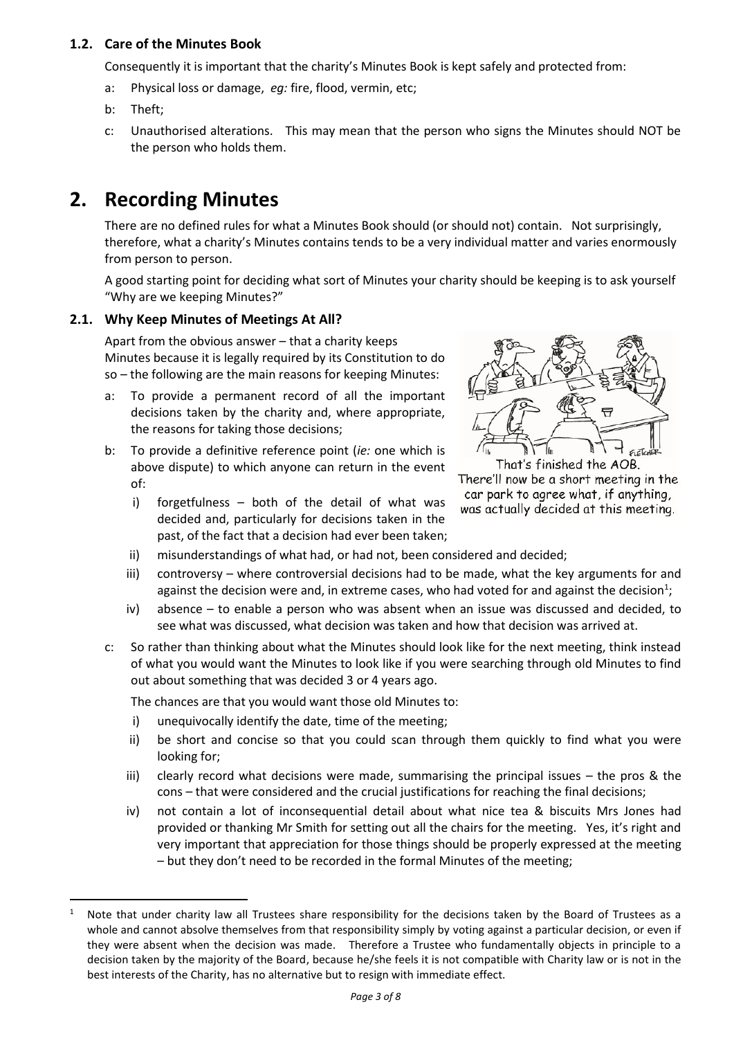### 1.2. Care of the Minutes Book

Consequently it is important that the charity's Minutes Book is kept safely and protected from:

a: Physical loss or damage, *eg:* fire, flood, vermin, etc;

b: Theft;

c: Unauthorised alterations. This may mean that the person who signs the Minutes should NOT be the person who holds them.

# 2. Recording Minutes

There are no defined rules for what a Minutes Book should (or should not) contain. Not surprisingly, therefore, what a charity's Minutes contains tends to be a very individual matter and varies enormously from person to person.

A good starting point for deciding what sort of Minutes your charity should be keeping is to ask yourself "Why are we keeping Minutes?"

### 2.1. Why Keep Minutes of Meetings At All?

Apart from the obvious answer – that a charity keeps Minutes because it is legally required by its Constitution to do so – the following are the main reasons for keeping Minutes:

a: To provide a permanent record of all the important decisions taken by the charity and, where appropriate, the reasons for taking those decisions;

b: To provide a definitive reference point (*ie:* one which is above dispute) to which anyone can return in the event of:

   i) forgetfulness – both of the detail of what was decided and, particularly for decisions taken in the past, of the fact that a decision had ever been taken;

   ii) misunderstandings of what had, or had not, been considered and decided;

   iii) controversy – where controversial decisions had to be made, what the key arguments for and against the decision were and, in extreme cases, who had voted for and against the decision[1];

   iv) absence – to enable a person who was absent when an issue was discussed and decided, to see what was discussed, what decision was taken and how that decision was arrived at.

That's finished the AOB. There'll now be a short meeting in the car park to agree what, if anything, was actually decided at this meeting.

c: So rather than thinking about what the Minutes should look like for the next meeting, think instead of what you would want the Minutes to look like if you were searching through old Minutes to find out about something that was decided 3 or 4 years ago.

The chances are that you would want those old Minutes to:

   i) unequivocally identify the date, time of the meeting;

   ii) be short and concise so that you could scan through them quickly to find what you were looking for;

   iii) clearly record what decisions were made, summarising the principal issues – the pros & the cons – that were considered and the crucial justifications for reaching the final decisions;

   iv) not contain a lot of inconsequential detail about what nice tea & biscuits Mrs Jones had provided or thanking Mr Smith for setting out all the chairs for the meeting. Yes, it's right and very important that appreciation for those things should be properly expressed at the meeting – but they don't need to be recorded in the formal Minutes of the meeting;

---

[1] Note that under charity law all Trustees share responsibility for the decisions taken by the Board of Trustees as a whole and cannot absolve themselves from that responsibility simply by voting against a particular decision, or even if they were absent when the decision was made. Therefore a Trustee who fundamentally objects in principle to a decision taken by the majority of the Board, because he/she feels it is not compatible with Charity law or is not in the best interests of the Charity, has no alternative but to resign with immediate effect.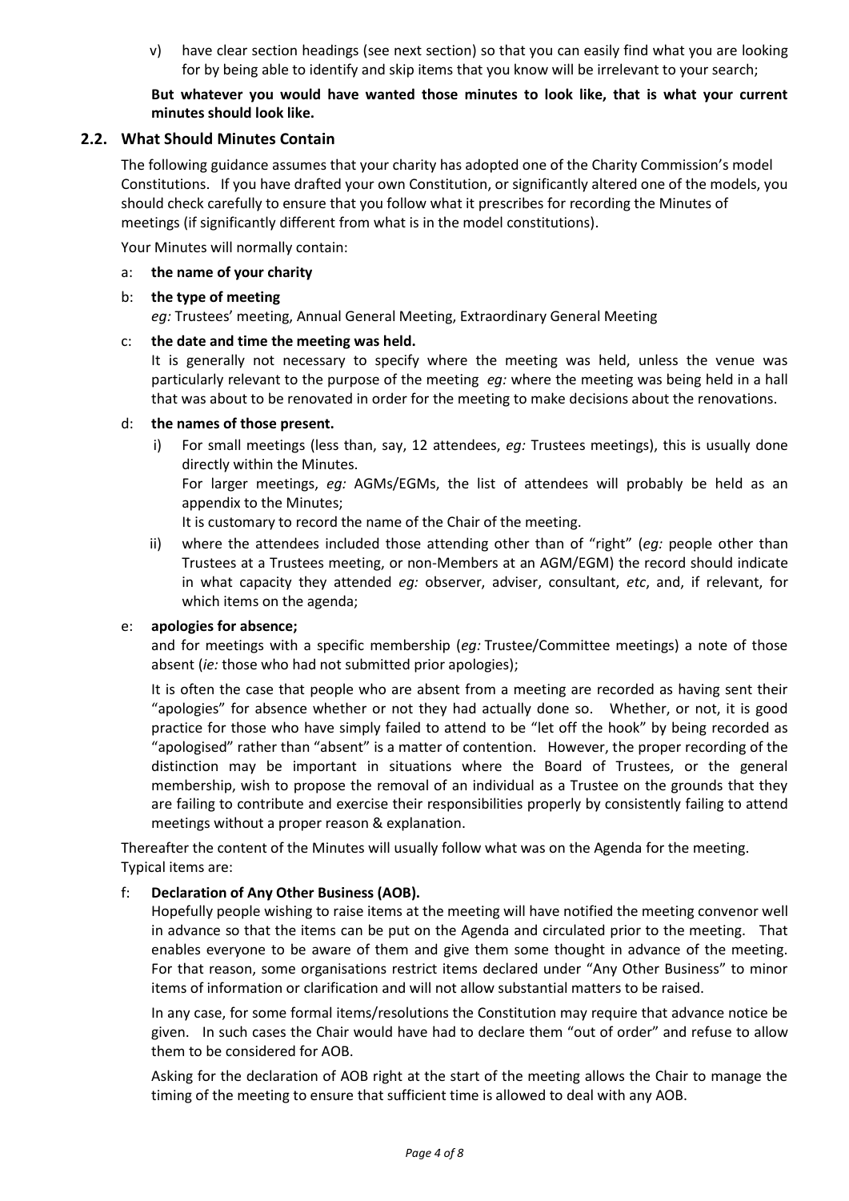v) have clear section headings (see next section) so that you can easily find what you are looking for by being able to identify and skip items that you know will be irrelevant to your search;

**But whatever you would have wanted those minutes to look like, that is what your current minutes should look like.**

### 2.2. What Should Minutes Contain

The following guidance assumes that your charity has adopted one of the Charity Commission's model Constitutions. If you have drafted your own Constitution, or significantly altered one of the models, you should check carefully to ensure that you follow what it prescribes for recording the Minutes of meetings (if significantly different from what is in the model constitutions).

Your Minutes will normally contain:

a: **the name of your charity**

b: **the type of meeting**
*eg:* Trustees' meeting, Annual General Meeting, Extraordinary General Meeting

c: **the date and time the meeting was held.**
It is generally not necessary to specify where the meeting was held, unless the venue was particularly relevant to the purpose of the meeting *eg:* where the meeting was being held in a hall that was about to be renovated in order for the meeting to make decisions about the renovations.

d: **the names of those present.**

i) For small meetings (less than, say, 12 attendees, *eg:* Trustees meetings), this is usually done directly within the Minutes.
For larger meetings, *eg:* AGMs/EGMs, the list of attendees will probably be held as an appendix to the Minutes;
It is customary to record the name of the Chair of the meeting.

ii) where the attendees included those attending other than of "right" (*eg:* people other than Trustees at a Trustees meeting, or non-Members at an AGM/EGM) the record should indicate in what capacity they attended *eg:* observer, adviser, consultant, *etc*, and, if relevant, for which items on the agenda;

e: **apologies for absence;**
and for meetings with a specific membership (*eg:* Trustee/Committee meetings) a note of those absent (*ie:* those who had not submitted prior apologies);

It is often the case that people who are absent from a meeting are recorded as having sent their "apologies" for absence whether or not they had actually done so. Whether, or not, it is good practice for those who have simply failed to attend to be "let off the hook" by being recorded as "apologised" rather than "absent" is a matter of contention. However, the proper recording of the distinction may be important in situations where the Board of Trustees, or the general membership, wish to propose the removal of an individual as a Trustee on the grounds that they are failing to contribute and exercise their responsibilities properly by consistently failing to attend meetings without a proper reason & explanation.

Thereafter the content of the Minutes will usually follow what was on the Agenda for the meeting. Typical items are:

f: **Declaration of Any Other Business (AOB).**
Hopefully people wishing to raise items at the meeting will have notified the meeting convenor well in advance so that the items can be put on the Agenda and circulated prior to the meeting. That enables everyone to be aware of them and give them some thought in advance of the meeting. For that reason, some organisations restrict items declared under "Any Other Business" to minor items of information or clarification and will not allow substantial matters to be raised.

In any case, for some formal items/resolutions the Constitution may require that advance notice be given. In such cases the Chair would have had to declare them "out of order" and refuse to allow them to be considered for AOB.

Asking for the declaration of AOB right at the start of the meeting allows the Chair to manage the timing of the meeting to ensure that sufficient time is allowed to deal with any AOB.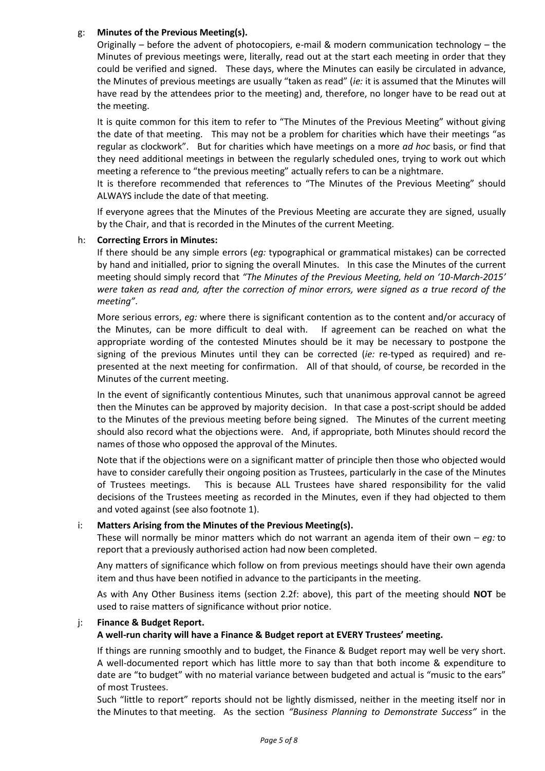g: **Minutes of the Previous Meeting(s).**

Originally – before the advent of photocopiers, e-mail & modern communication technology – the Minutes of previous meetings were, literally, read out at the start each meeting in order that they could be verified and signed. These days, where the Minutes can easily be circulated in advance, the Minutes of previous meetings are usually "taken as read" (*ie:* it is assumed that the Minutes will have read by the attendees prior to the meeting) and, therefore, no longer have to be read out at the meeting.

It is quite common for this item to refer to "The Minutes of the Previous Meeting" without giving the date of that meeting. This may not be a problem for charities which have their meetings "as regular as clockwork". But for charities which have meetings on a more *ad hoc* basis, or find that they need additional meetings in between the regularly scheduled ones, trying to work out which meeting a reference to "the previous meeting" actually refers to can be a nightmare.

It is therefore recommended that references to "The Minutes of the Previous Meeting" should ALWAYS include the date of that meeting.

If everyone agrees that the Minutes of the Previous Meeting are accurate they are signed, usually by the Chair, and that is recorded in the Minutes of the current Meeting.

h: **Correcting Errors in Minutes:**

If there should be any simple errors (*eg:* typographical or grammatical mistakes) can be corrected by hand and initialled, prior to signing the overall Minutes. In this case the Minutes of the current meeting should simply record that *"The Minutes of the Previous Meeting, held on '10-March-2015' were taken as read and, after the correction of minor errors, were signed as a true record of the meeting"*.

More serious errors, *eg:* where there is significant contention as to the content and/or accuracy of the Minutes, can be more difficult to deal with. If agreement can be reached on what the appropriate wording of the contested Minutes should be it may be necessary to postpone the signing of the previous Minutes until they can be corrected (*ie:* re-typed as required) and re-presented at the next meeting for confirmation. All of that should, of course, be recorded in the Minutes of the current meeting.

In the event of significantly contentious Minutes, such that unanimous approval cannot be agreed then the Minutes can be approved by majority decision. In that case a post-script should be added to the Minutes of the previous meeting before being signed. The Minutes of the current meeting should also record what the objections were. And, if appropriate, both Minutes should record the names of those who opposed the approval of the Minutes.

Note that if the objections were on a significant matter of principle then those who objected would have to consider carefully their ongoing position as Trustees, particularly in the case of the Minutes of Trustees meetings. This is because ALL Trustees have shared responsibility for the valid decisions of the Trustees meeting as recorded in the Minutes, even if they had objected to them and voted against (see also footnote 1).

i: **Matters Arising from the Minutes of the Previous Meeting(s).**

These will normally be minor matters which do not warrant an agenda item of their own – *eg:* to report that a previously authorised action had now been completed.

Any matters of significance which follow on from previous meetings should have their own agenda item and thus have been notified in advance to the participants in the meeting.

As with Any Other Business items (section 2.2f: above), this part of the meeting should **NOT** be used to raise matters of significance without prior notice.

j: **Finance & Budget Report.**

**A well-run charity will have a Finance & Budget report at EVERY Trustees' meeting.**

If things are running smoothly and to budget, the Finance & Budget report may well be very short. A well-documented report which has little more to say than that both income & expenditure to date are "to budget" with no material variance between budgeted and actual is "music to the ears" of most Trustees.

Such "little to report" reports should not be lightly dismissed, neither in the meeting itself nor in the Minutes to that meeting. As the section *"Business Planning to Demonstrate Success"* in the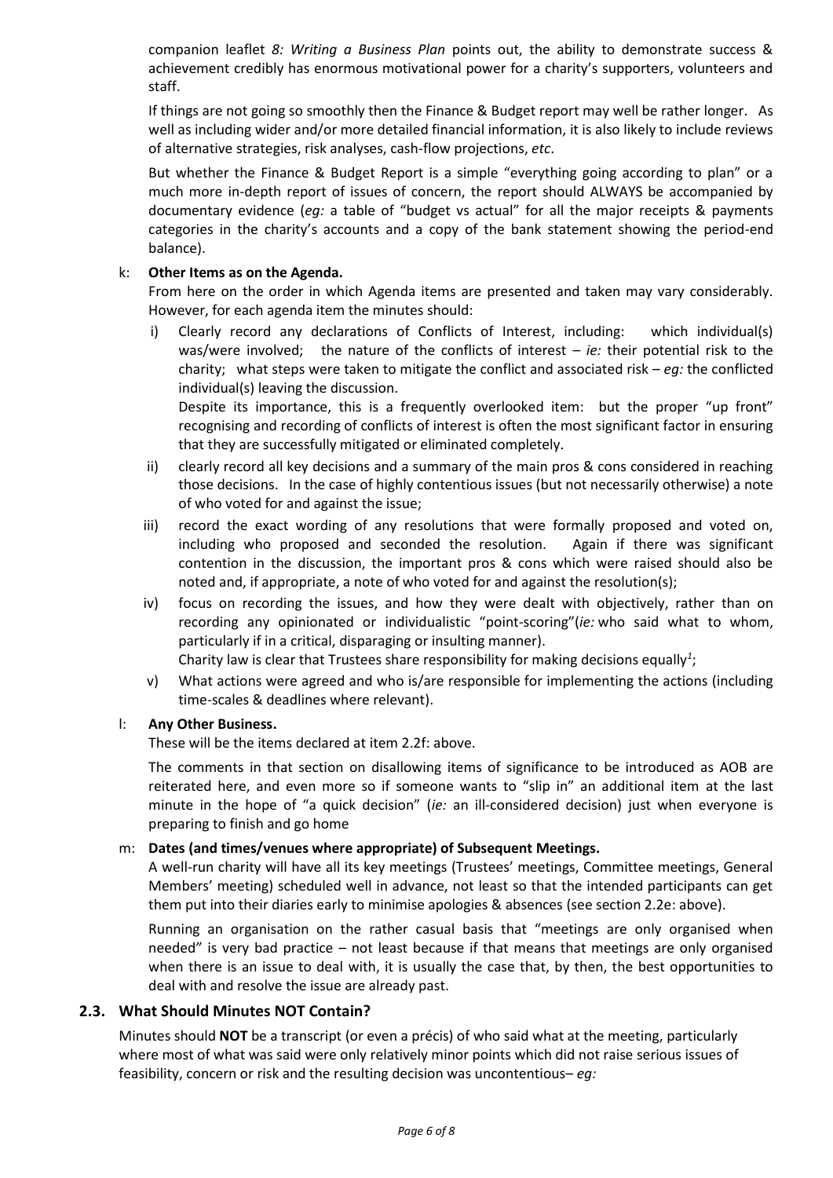companion leaflet *8: Writing a Business Plan* points out, the ability to demonstrate success & achievement credibly has enormous motivational power for a charity's supporters, volunteers and staff.

If things are not going so smoothly then the Finance & Budget report may well be rather longer. As well as including wider and/or more detailed financial information, it is also likely to include reviews of alternative strategies, risk analyses, cash-flow projections, *etc*.

But whether the Finance & Budget Report is a simple "everything going according to plan" or a much more in-depth report of issues of concern, the report should ALWAYS be accompanied by documentary evidence (*eg:* a table of "budget vs actual" for all the major receipts & payments categories in the charity's accounts and a copy of the bank statement showing the period-end balance).

k: **Other Items as on the Agenda.**

From here on the order in which Agenda items are presented and taken may vary considerably. However, for each agenda item the minutes should:

i) Clearly record any declarations of Conflicts of Interest, including: which individual(s) was/were involved; the nature of the conflicts of interest – *ie:* their potential risk to the charity; what steps were taken to mitigate the conflict and associated risk – *eg:* the conflicted individual(s) leaving the discussion.

Despite its importance, this is a frequently overlooked item: but the proper "up front" recognising and recording of conflicts of interest is often the most significant factor in ensuring that they are successfully mitigated or eliminated completely.

ii) clearly record all key decisions and a summary of the main pros & cons considered in reaching those decisions. In the case of highly contentious issues (but not necessarily otherwise) a note of who voted for and against the issue;

iii) record the exact wording of any resolutions that were formally proposed and voted on, including who proposed and seconded the resolution. Again if there was significant contention in the discussion, the important pros & cons which were raised should also be noted and, if appropriate, a note of who voted for and against the resolution(s);

iv) focus on recording the issues, and how they were dealt with objectively, rather than on recording any opinionated or individualistic "point-scoring"(*ie:* who said what to whom, particularly if in a critical, disparaging or insulting manner).

Charity law is clear that Trustees share responsibility for making decisions equally[1];

v) What actions were agreed and who is/are responsible for implementing the actions (including time-scales & deadlines where relevant).

l: **Any Other Business.**

These will be the items declared at item 2.2f: above.

The comments in that section on disallowing items of significance to be introduced as AOB are reiterated here, and even more so if someone wants to "slip in" an additional item at the last minute in the hope of "a quick decision" (*ie:* an ill-considered decision) just when everyone is preparing to finish and go home

m: **Dates (and times/venues where appropriate) of Subsequent Meetings.**

A well-run charity will have all its key meetings (Trustees' meetings, Committee meetings, General Members' meeting) scheduled well in advance, not least so that the intended participants can get them put into their diaries early to minimise apologies & absences (see section 2.2e: above).

Running an organisation on the rather casual basis that "meetings are only organised when needed" is very bad practice – not least because if that means that meetings are only organised when there is an issue to deal with, it is usually the case that, by then, the best opportunities to deal with and resolve the issue are already past.

## 2.3. What Should Minutes NOT Contain?

Minutes should **NOT** be a transcript (or even a précis) of who said what at the meeting, particularly where most of what was said were only relatively minor points which did not raise serious issues of feasibility, concern or risk and the resulting decision was uncontentious– *eg:*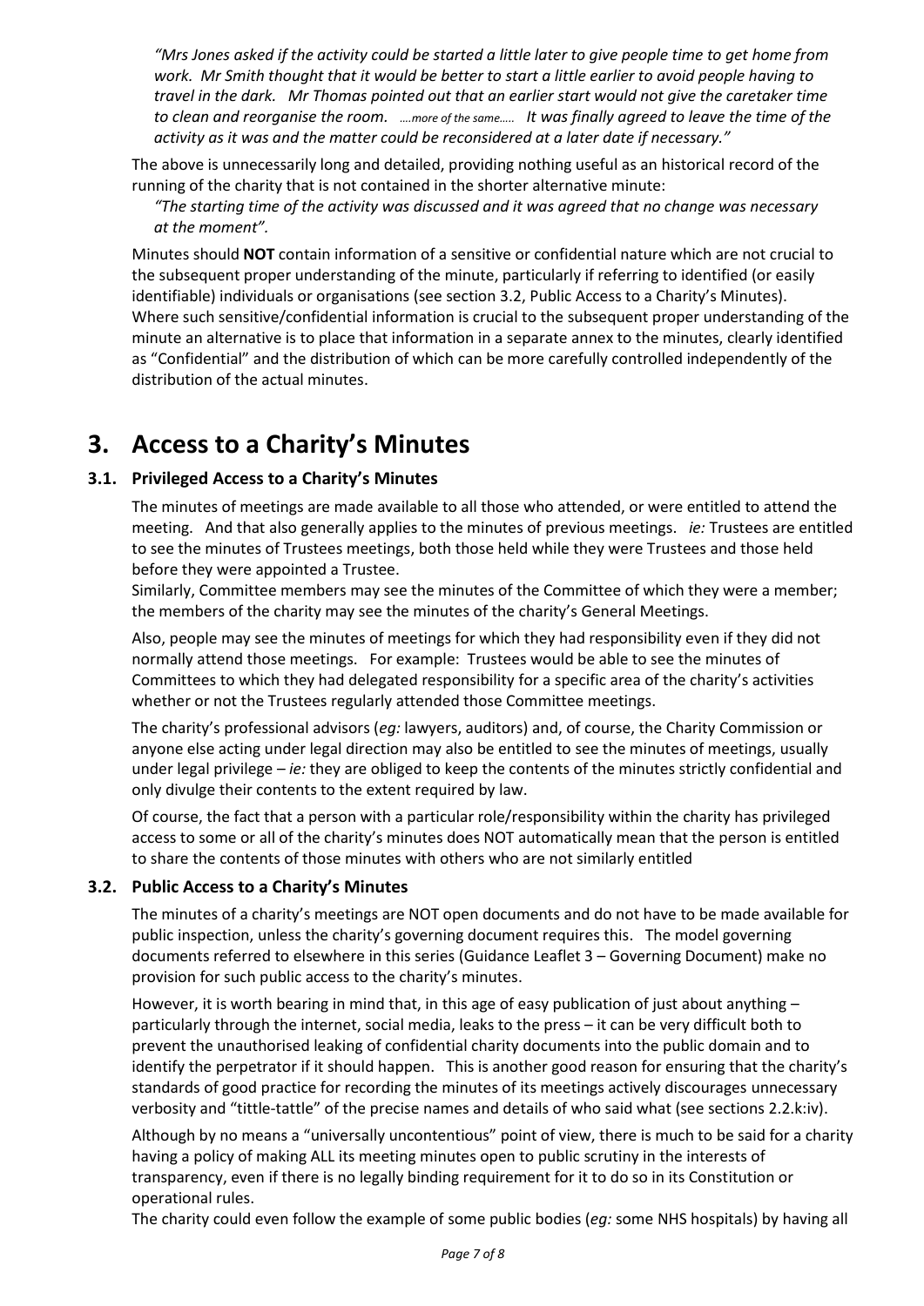*"Mrs Jones asked if the activity could be started a little later to give people time to get home from work. Mr Smith thought that it would be better to start a little earlier to avoid people having to travel in the dark. Mr Thomas pointed out that an earlier start would not give the caretaker time to clean and reorganise the room. ….more of the same….. It was finally agreed to leave the time of the activity as it was and the matter could be reconsidered at a later date if necessary."*

The above is unnecessarily long and detailed, providing nothing useful as an historical record of the running of the charity that is not contained in the shorter alternative minute:

*"The starting time of the activity was discussed and it was agreed that no change was necessary at the moment".*

Minutes should **NOT** contain information of a sensitive or confidential nature which are not crucial to the subsequent proper understanding of the minute, particularly if referring to identified (or easily identifiable) individuals or organisations (see section 3.2, Public Access to a Charity's Minutes). Where such sensitive/confidential information is crucial to the subsequent proper understanding of the minute an alternative is to place that information in a separate annex to the minutes, clearly identified as "Confidential" and the distribution of which can be more carefully controlled independently of the distribution of the actual minutes.

# 3. Access to a Charity's Minutes

### 3.1. Privileged Access to a Charity's Minutes

The minutes of meetings are made available to all those who attended, or were entitled to attend the meeting. And that also generally applies to the minutes of previous meetings. *ie:* Trustees are entitled to see the minutes of Trustees meetings, both those held while they were Trustees and those held before they were appointed a Trustee.

Similarly, Committee members may see the minutes of the Committee of which they were a member; the members of the charity may see the minutes of the charity's General Meetings.

Also, people may see the minutes of meetings for which they had responsibility even if they did not normally attend those meetings. For example: Trustees would be able to see the minutes of Committees to which they had delegated responsibility for a specific area of the charity's activities whether or not the Trustees regularly attended those Committee meetings.

The charity's professional advisors (*eg:* lawyers, auditors) and, of course, the Charity Commission or anyone else acting under legal direction may also be entitled to see the minutes of meetings, usually under legal privilege – *ie:* they are obliged to keep the contents of the minutes strictly confidential and only divulge their contents to the extent required by law.

Of course, the fact that a person with a particular role/responsibility within the charity has privileged access to some or all of the charity's minutes does NOT automatically mean that the person is entitled to share the contents of those minutes with others who are not similarly entitled

### 3.2. Public Access to a Charity's Minutes

The minutes of a charity's meetings are NOT open documents and do not have to be made available for public inspection, unless the charity's governing document requires this. The model governing documents referred to elsewhere in this series (Guidance Leaflet 3 – Governing Document) make no provision for such public access to the charity's minutes.

However, it is worth bearing in mind that, in this age of easy publication of just about anything – particularly through the internet, social media, leaks to the press – it can be very difficult both to prevent the unauthorised leaking of confidential charity documents into the public domain and to identify the perpetrator if it should happen. This is another good reason for ensuring that the charity's standards of good practice for recording the minutes of its meetings actively discourages unnecessary verbosity and "tittle-tattle" of the precise names and details of who said what (see sections 2.2.k:iv).

Although by no means a "universally uncontentious" point of view, there is much to be said for a charity having a policy of making ALL its meeting minutes open to public scrutiny in the interests of transparency, even if there is no legally binding requirement for it to do so in its Constitution or operational rules.

The charity could even follow the example of some public bodies (*eg:* some NHS hospitals) by having all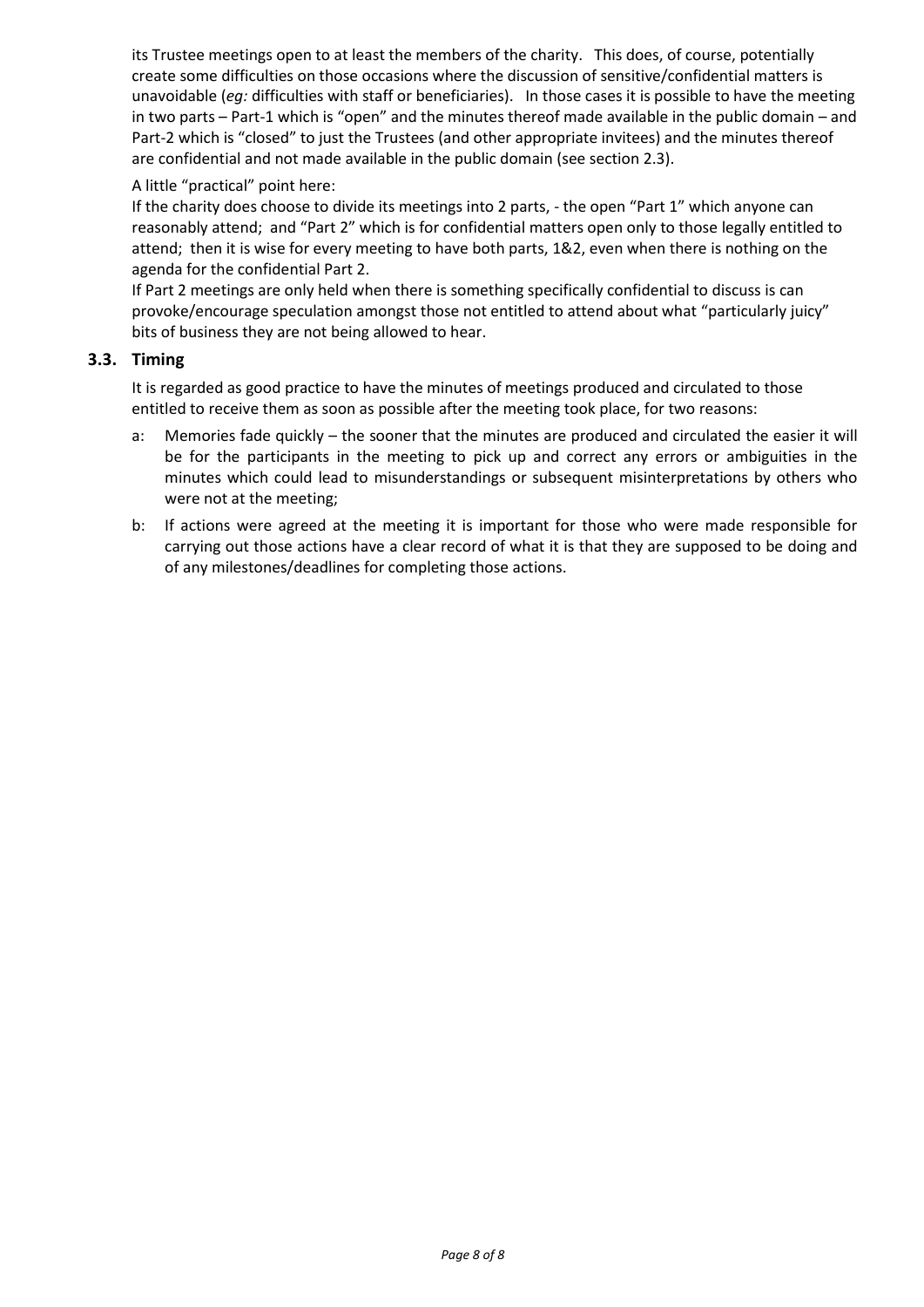its Trustee meetings open to at least the members of the charity. This does, of course, potentially create some difficulties on those occasions where the discussion of sensitive/confidential matters is unavoidable (*eg:* difficulties with staff or beneficiaries). In those cases it is possible to have the meeting in two parts – Part-1 which is "open" and the minutes thereof made available in the public domain – and Part-2 which is "closed" to just the Trustees (and other appropriate invitees) and the minutes thereof are confidential and not made available in the public domain (see section 2.3).

A little "practical" point here:

If the charity does choose to divide its meetings into 2 parts, - the open "Part 1" which anyone can reasonably attend; and "Part 2" which is for confidential matters open only to those legally entitled to attend; then it is wise for every meeting to have both parts, 1&2, even when there is nothing on the agenda for the confidential Part 2.

If Part 2 meetings are only held when there is something specifically confidential to discuss is can provoke/encourage speculation amongst those not entitled to attend about what "particularly juicy" bits of business they are not being allowed to hear.

### 3.3. Timing

It is regarded as good practice to have the minutes of meetings produced and circulated to those entitled to receive them as soon as possible after the meeting took place, for two reasons:

a: Memories fade quickly – the sooner that the minutes are produced and circulated the easier it will be for the participants in the meeting to pick up and correct any errors or ambiguities in the minutes which could lead to misunderstandings or subsequent misinterpretations by others who were not at the meeting;

b: If actions were agreed at the meeting it is important for those who were made responsible for carrying out those actions have a clear record of what it is that they are supposed to be doing and of any milestones/deadlines for completing those actions.